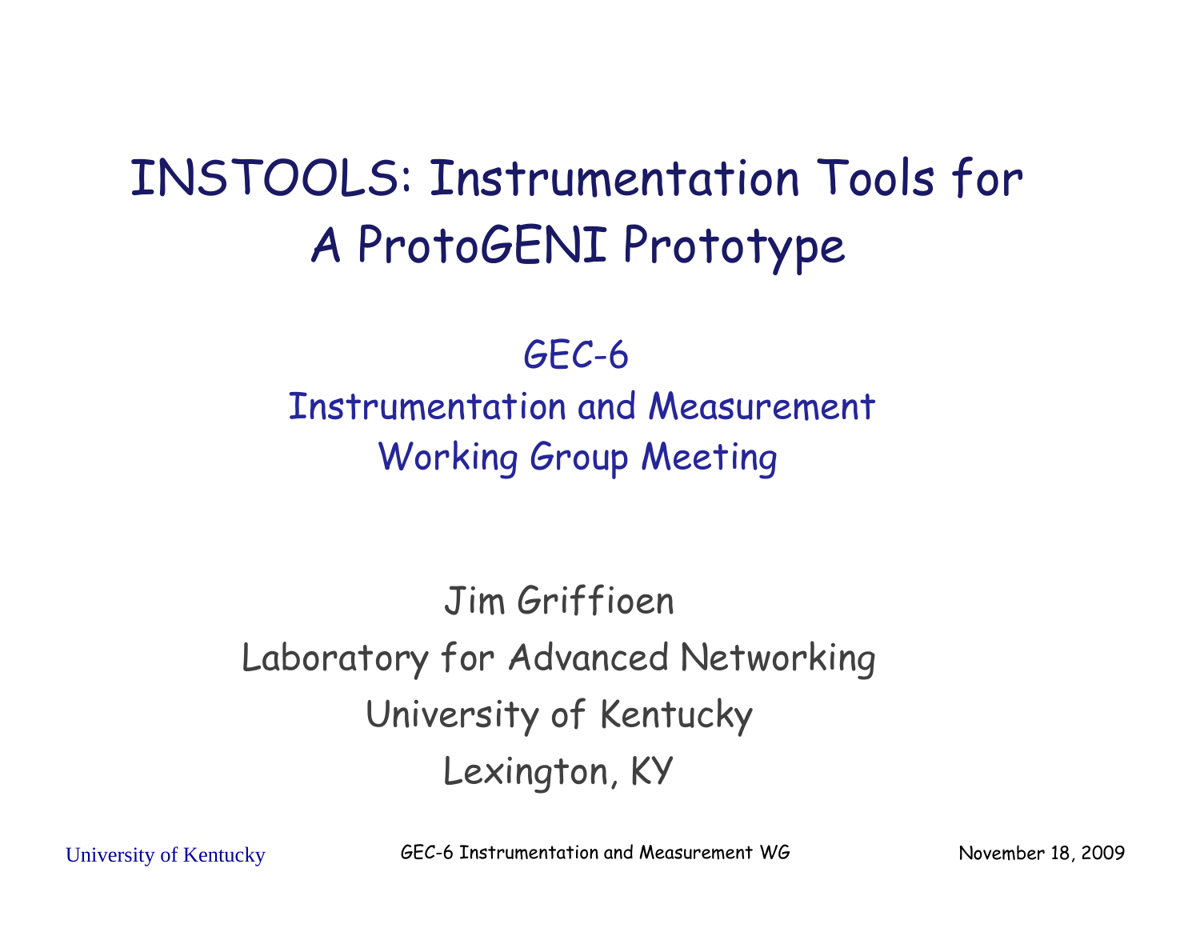# INSTOOLS: Instrumentation Tools for A ProtoGENI Prototype

GEC-6
Instrumentation and Measurement
Working Group Meeting

Jim Griffioen
Laboratory for Advanced Networking
University of Kentucky
Lexington, KY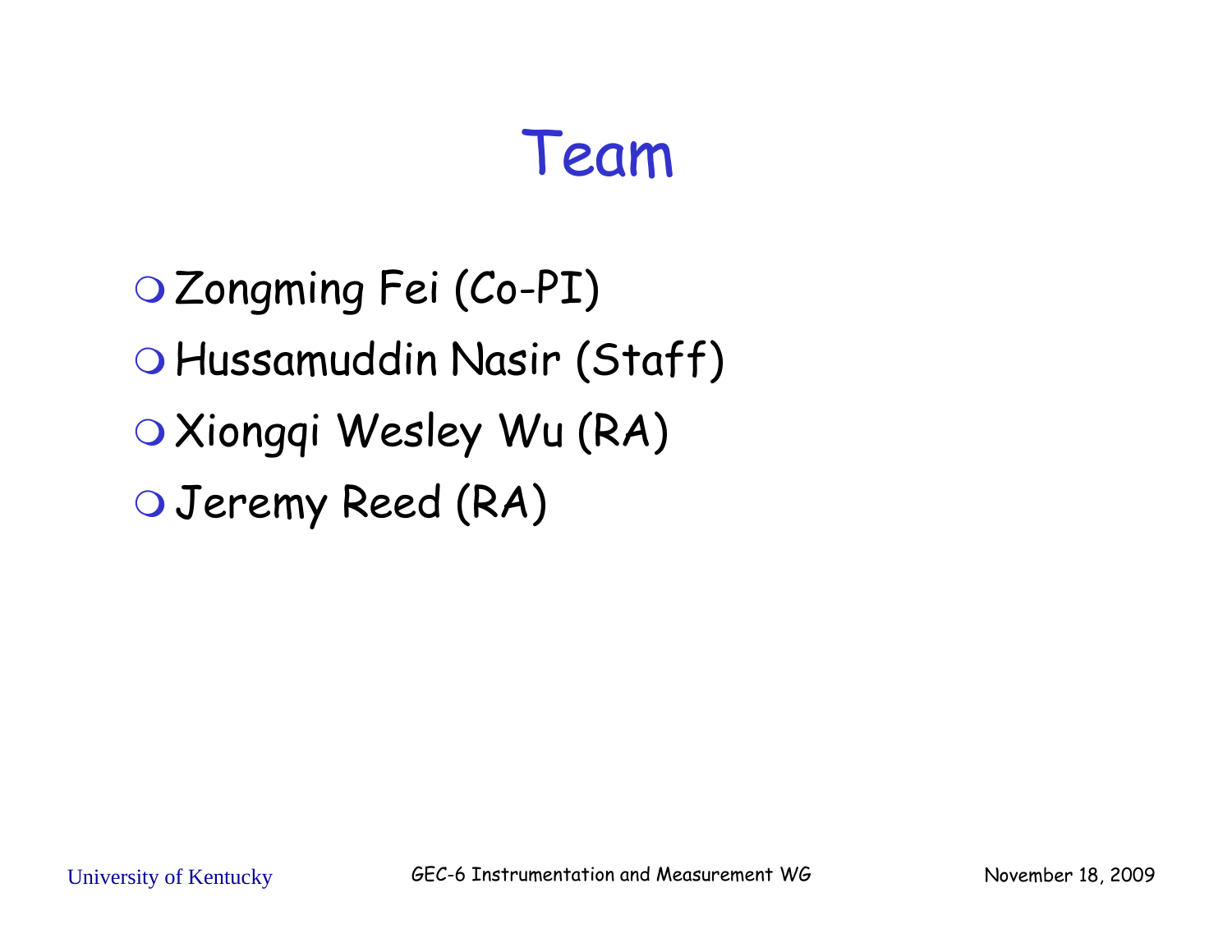# Team

- Zongming Fei (Co-PI)
- Hussamuddin Nasir (Staff)
- Xiongqi Wesley Wu (RA)
- Jeremy Reed (RA)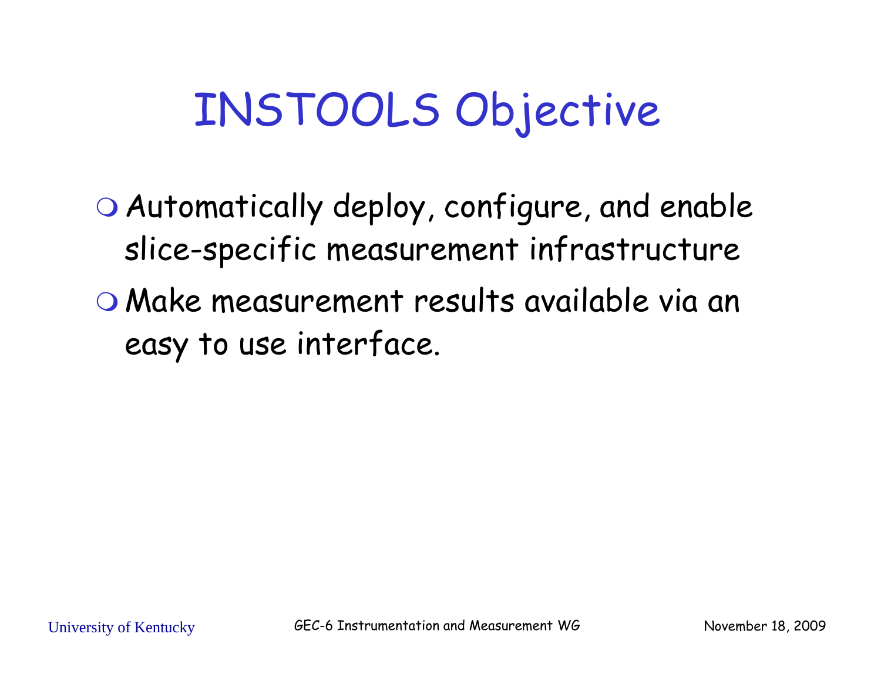# INSTOOLS Objective

- Automatically deploy, configure, and enable slice-specific measurement infrastructure
- Make measurement results available via an easy to use interface.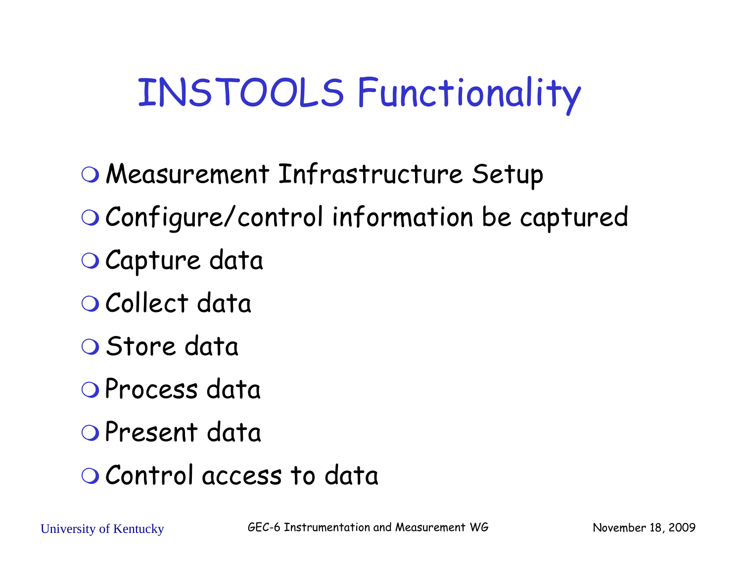# INSTOOLS Functionality

- Measurement Infrastructure Setup
- Configure/control information be captured
- Capture data
- Collect data
- Store data
- Process data
- Present data
- Control access to data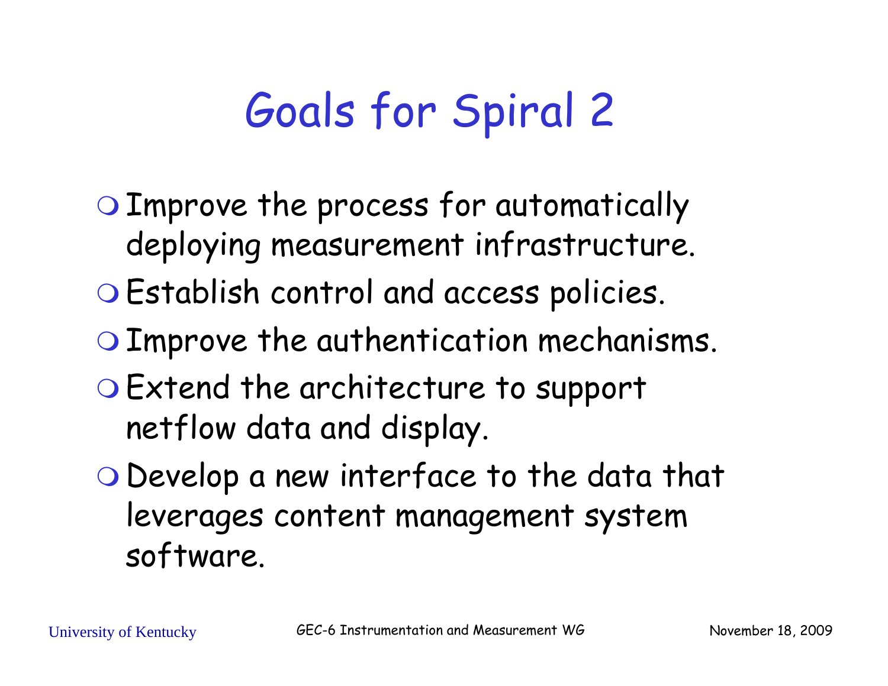# Goals for Spiral 2

- Improve the process for automatically deploying measurement infrastructure.
- Establish control and access policies.
- Improve the authentication mechanisms.
- Extend the architecture to support netflow data and display.
- Develop a new interface to the data that leverages content management system software.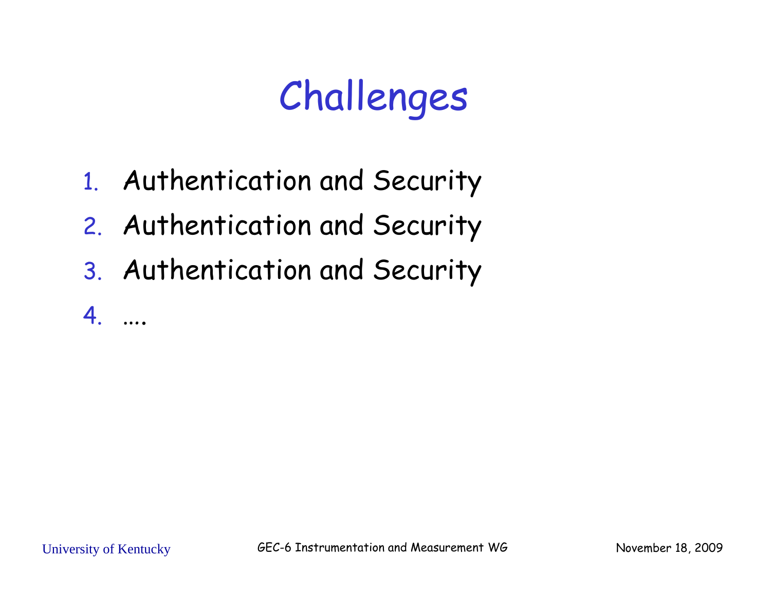# Challenges

1. Authentication and Security
2. Authentication and Security
3. Authentication and Security
4. ....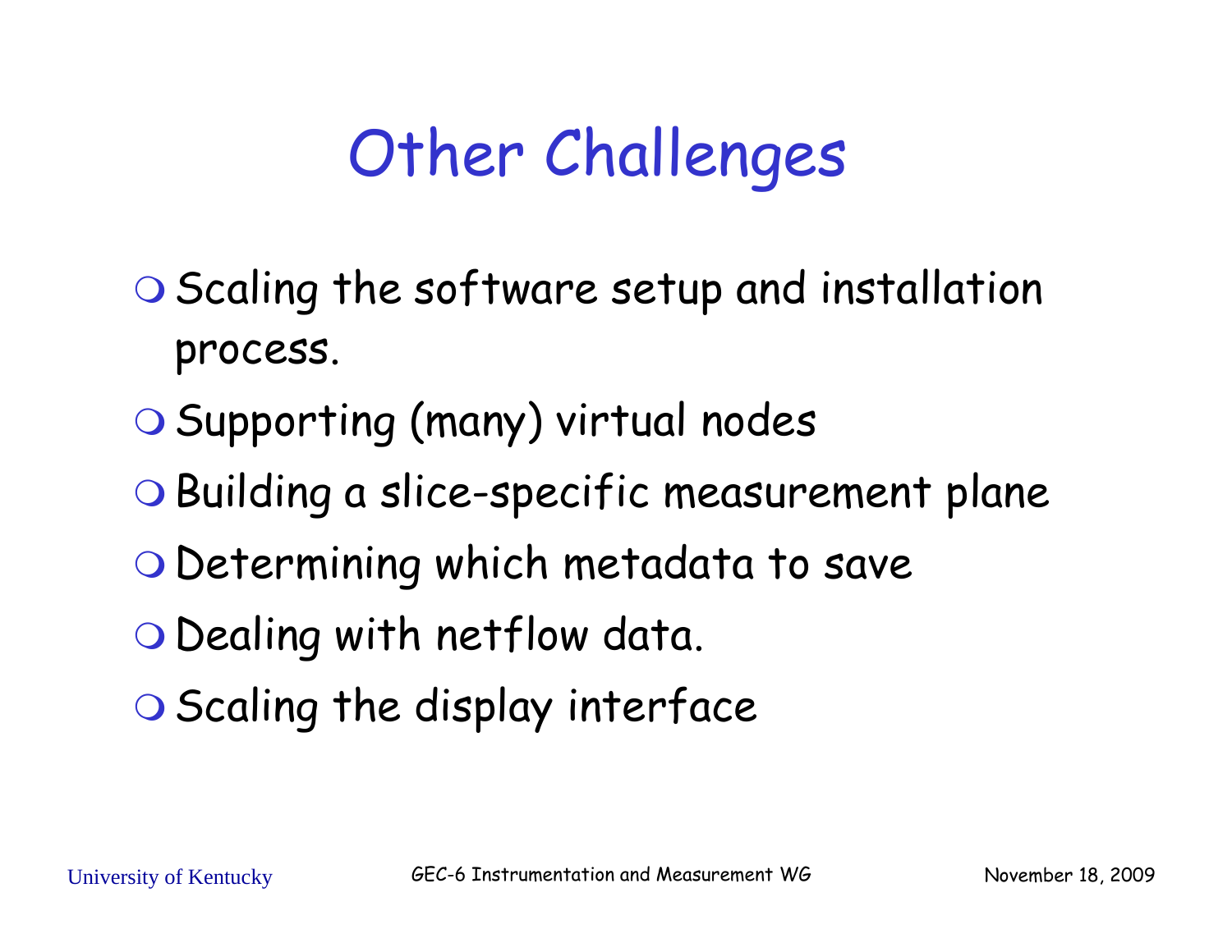# Other Challenges

- Scaling the software setup and installation process.
- Supporting (many) virtual nodes
- Building a slice-specific measurement plane
- Determining which metadata to save
- Dealing with netflow data.
- Scaling the display interface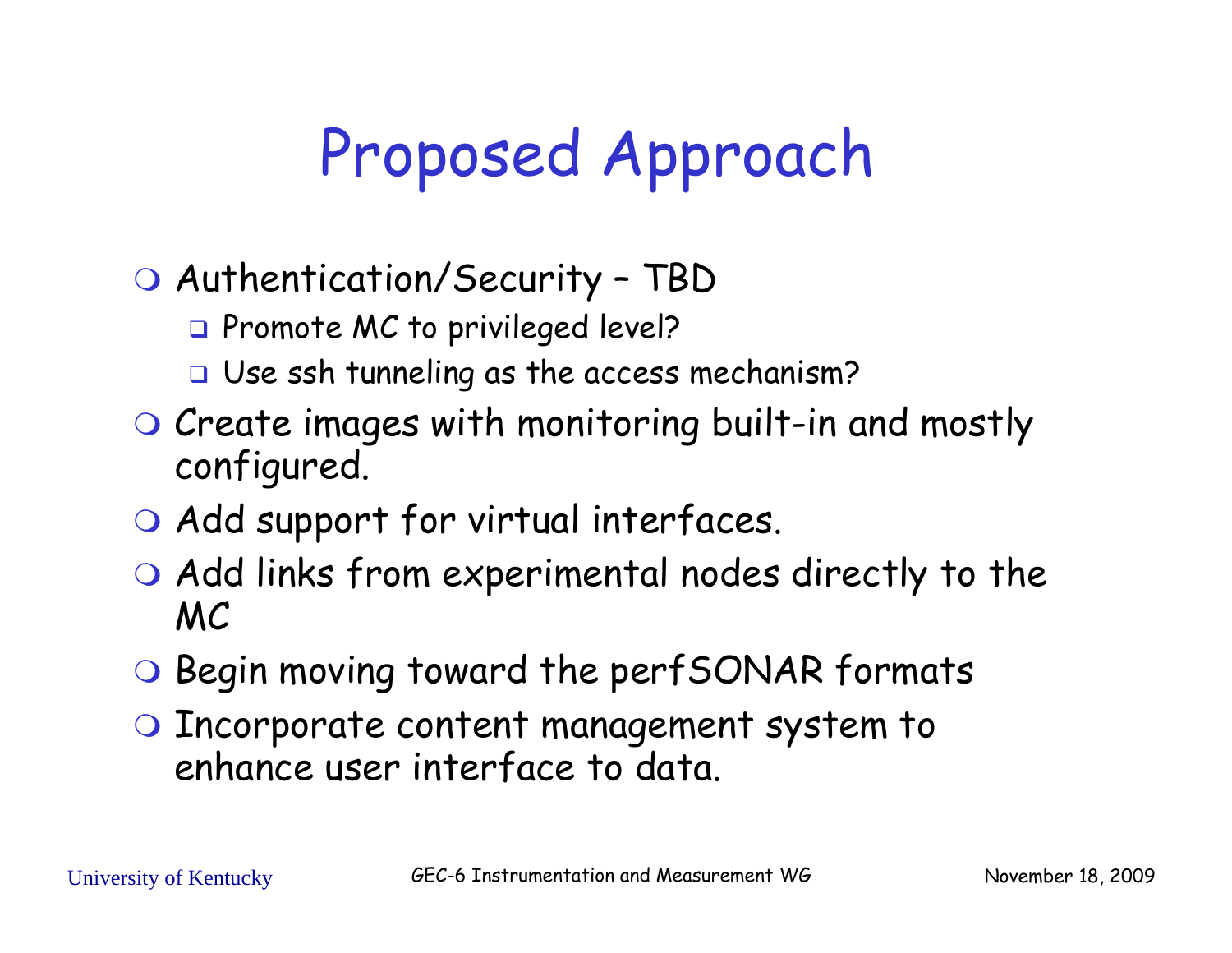# Proposed Approach

- Authentication/Security – TBD
  - Promote MC to privileged level?
  - Use ssh tunneling as the access mechanism?
- Create images with monitoring built-in and mostly configured.
- Add support for virtual interfaces.
- Add links from experimental nodes directly to the MC
- Begin moving toward the perfSONAR formats
- Incorporate content management system to enhance user interface to data.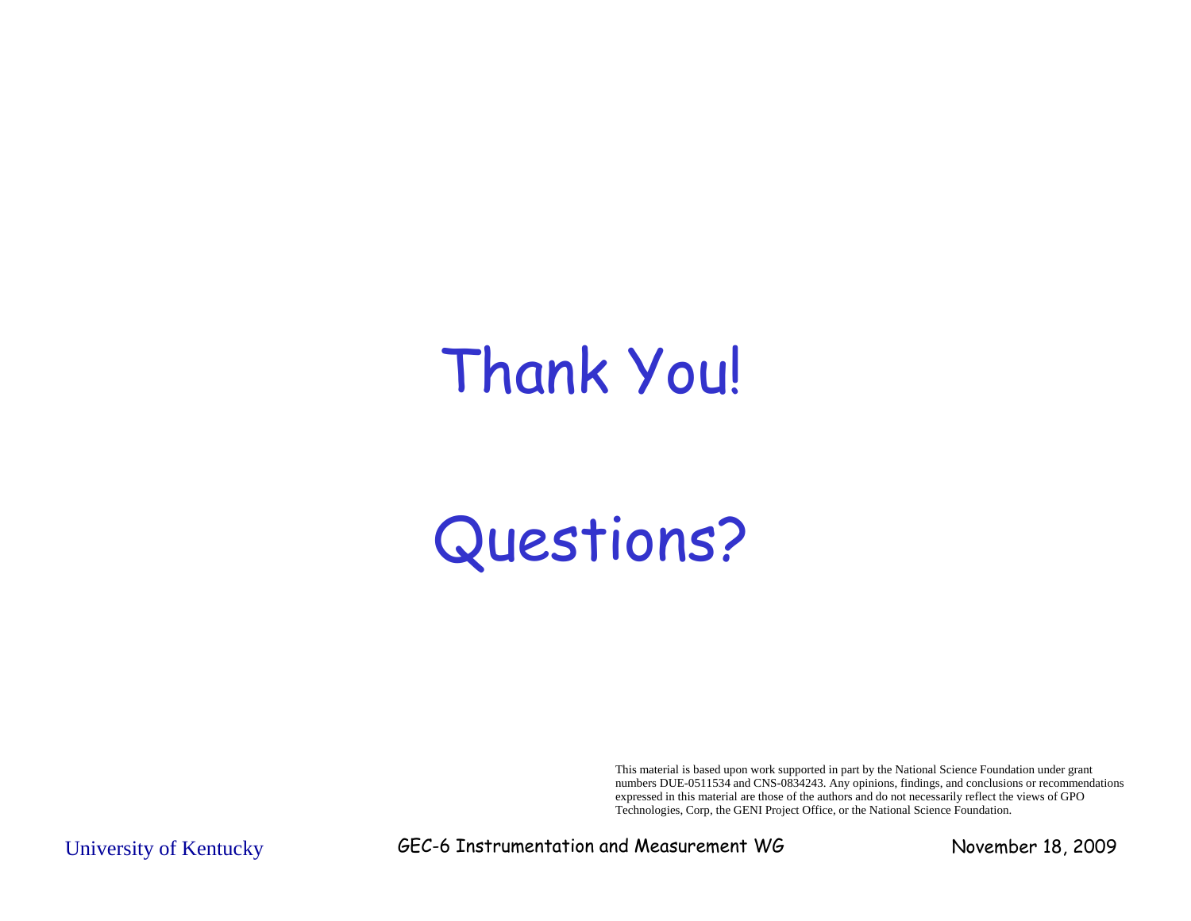# Thank You!

# Questions?

This material is based upon work supported in part by the National Science Foundation under grant numbers DUE-0511534 and CNS-0834243. Any opinions, findings, and conclusions or recommendations expressed in this material are those of the authors and do not necessarily reflect the views of GPO Technologies, Corp, the GENI Project Office, or the National Science Foundation.